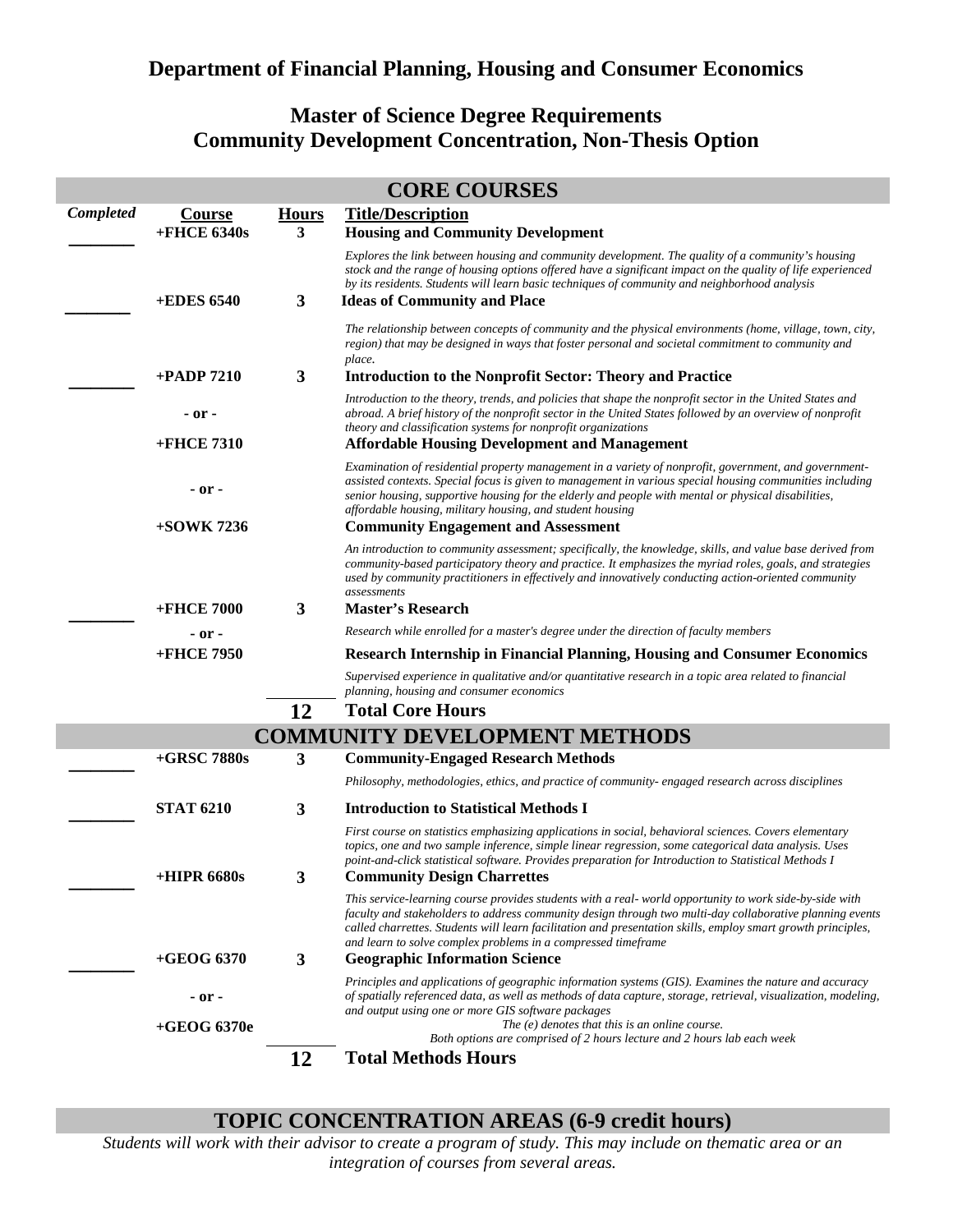# Department of Financial Planning, Housing and Consumer Economics

## Master of Science Degree Requirements
## Community Development Concentration, Non-Thesis Option

### CORE COURSES

| Completed | Course | Hours | Title/Description |
|---|---|---|---|
| ______ | +FHCE 6340s | 3 | **Housing and Community Development**<br>*Explores the link between housing and community development. The quality of a community's housing stock and the range of housing options offered have a significant impact on the quality of life experienced by its residents. Students will learn basic techniques of community and neighborhood analysis* |
| ______ | +EDES 6540 | 3 | **Ideas of Community and Place**<br>*The relationship between concepts of community and the physical environments (home, village, town, city, region) that may be designed in ways that foster personal and societal commitment to community and place.* |
| ______ | +PADP 7210 | 3 | **Introduction to the Nonprofit Sector: Theory and Practice**<br>*Introduction to the theory, trends, and policies that shape the nonprofit sector in the United States and abroad. A brief history of the nonprofit sector in the United States followed by an overview of nonprofit theory and classification systems for nonprofit organizations* |
| | - or - | | |
| | +FHCE 7310 | | **Affordable Housing Development and Management**<br>*Examination of residential property management in a variety of nonprofit, government, and government-assisted contexts. Special focus is given to management in various special housing communities including senior housing, supportive housing for the elderly and people with mental or physical disabilities, affordable housing, military housing, and student housing* |
| | - or - | | |
| | +SOWK 7236 | | **Community Engagement and Assessment**<br>*An introduction to community assessment; specifically, the knowledge, skills, and value base derived from community-based participatory theory and practice. It emphasizes the myriad roles, goals, and strategies used by community practitioners in effectively and innovatively conducting action-oriented community assessments* |
| ______ | +FHCE 7000 | 3 | **Master's Research**<br>*Research while enrolled for a master's degree under the direction of faculty members* |
| | - or - | | |
| | +FHCE 7950 | | **Research Internship in Financial Planning, Housing and Consumer Economics**<br>*Supervised experience in qualitative and/or quantitative research in a topic area related to financial planning, housing and consumer economics* |
| | | **12** | **Total Core Hours** |

### COMMUNITY DEVELOPMENT METHODS

| Completed | Course | Hours | Title/Description |
|---|---|---|---|
| ______ | +GRSC 7880s | 3 | **Community-Engaged Research Methods**<br>*Philosophy, methodologies, ethics, and practice of community- engaged research across disciplines* |
| ______ | STAT 6210 | 3 | **Introduction to Statistical Methods I**<br>*First course on statistics emphasizing applications in social, behavioral sciences. Covers elementary topics, one and two sample inference, simple linear regression, some categorical data analysis. Uses point-and-click statistical software. Provides preparation for Introduction to Statistical Methods I* |
| ______ | +HIPR 6680s | 3 | **Community Design Charrettes**<br>*This service-learning course provides students with a real- world opportunity to work side-by-side with faculty and stakeholders to address community design through two multi-day collaborative planning events called charrettes. Students will learn facilitation and presentation skills, employ smart growth principles, and learn to solve complex problems in a compressed timeframe* |
| ______ | +GEOG 6370 | 3 | **Geographic Information Science**<br>*Principles and applications of geographic information systems (GIS). Examines the nature and accuracy of spatially referenced data, as well as methods of data capture, storage, retrieval, visualization, modeling, and output using one or more GIS software packages* |
| | - or - | | |
| | +GEOG 6370e | | *The (e) denotes that this is an online course.*<br>*Both options are comprised of 2 hours lecture and 2 hours lab each week* |
| | | **12** | **Total Methods Hours** |

### TOPIC CONCENTRATION AREAS (6-9 credit hours)

*Students will work with their advisor to create a program of study. This may include on thematic area or an integration of courses from several areas.*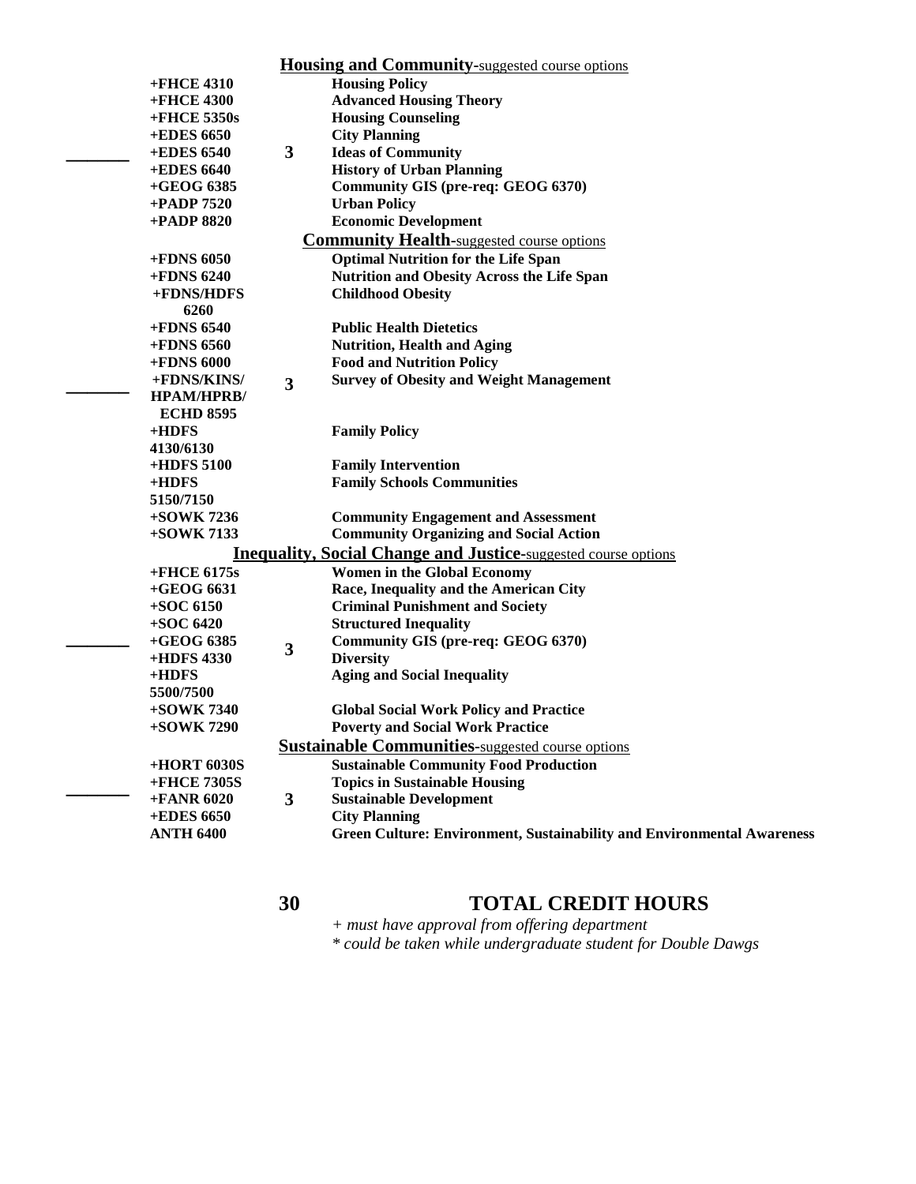| | | | |
|---|---|---|---|
| | | | **Housing and Community**-suggested course options |
| | **+FHCE 4310** | | **Housing Policy** |
| | **+FHCE 4300** | | **Advanced Housing Theory** |
| | **+FHCE 5350s** | | **Housing Counseling** |
| | **+EDES 6650** | | **City Planning** |
| _______ | **+EDES 6540** | **3** | **Ideas of Community** |
| | **+EDES 6640** | | **History of Urban Planning** |
| | **+GEOG 6385** | | **Community GIS (pre-req: GEOG 6370)** |
| | **+PADP 7520** | | **Urban Policy** |
| | **+PADP 8820** | | **Economic Development** |
| | | | **Community Health**-suggested course options |
| | **+FDNS 6050** | | **Optimal Nutrition for the Life Span** |
| | **+FDNS 6240** | | **Nutrition and Obesity Across the Life Span** |
| | **+FDNS/HDFS 6260** | | **Childhood Obesity** |
| | **+FDNS 6540** | | **Public Health Dietetics** |
| | **+FDNS 6560** | | **Nutrition, Health and Aging** |
| | **+FDNS 6000** | | **Food and Nutrition Policy** |
| _______ | **+FDNS/KINS/ HPAM/HPRB/ ECHD 8595** | **3** | **Survey of Obesity and Weight Management** |
| | **+HDFS 4130/6130** | | **Family Policy** |
| | **+HDFS 5100** | | **Family Intervention** |
| | **+HDFS 5150/7150** | | **Family Schools Communities** |
| | **+SOWK 7236** | | **Community Engagement and Assessment** |
| | **+SOWK 7133** | | **Community Organizing and Social Action** |
| | | | **Inequality, Social Change and Justice**-suggested course options |
| | **+FHCE 6175s** | | **Women in the Global Economy** |
| | **+GEOG 6631** | | **Race, Inequality and the American City** |
| | **+SOC 6150** | | **Criminal Punishment and Society** |
| | **+SOC 6420** | | **Structured Inequality** |
| _______ | **+GEOG 6385** | **3** | **Community GIS (pre-req: GEOG 6370)** |
| | **+HDFS 4330** | | **Diversity** |
| | **+HDFS 5500/7500** | | **Aging and Social Inequality** |
| | **+SOWK 7340** | | **Global Social Work Policy and Practice** |
| | **+SOWK 7290** | | **Poverty and Social Work Practice** |
| | | | **Sustainable Communities**-suggested course options |
| | **+HORT 6030S** | | **Sustainable Community Food Production** |
| | **+FHCE 7305S** | | **Topics in Sustainable Housing** |
| _______ | **+FANR 6020** | **3** | **Sustainable Development** |
| | **+EDES 6650** | | **City Planning** |
| | **ANTH 6400** | | **Green Culture: Environment, Sustainability and Environmental Awareness** |

**30** **TOTAL CREDIT HOURS**

*+ must have approval from offering department*

** could be taken while undergraduate student for Double Dawgs*